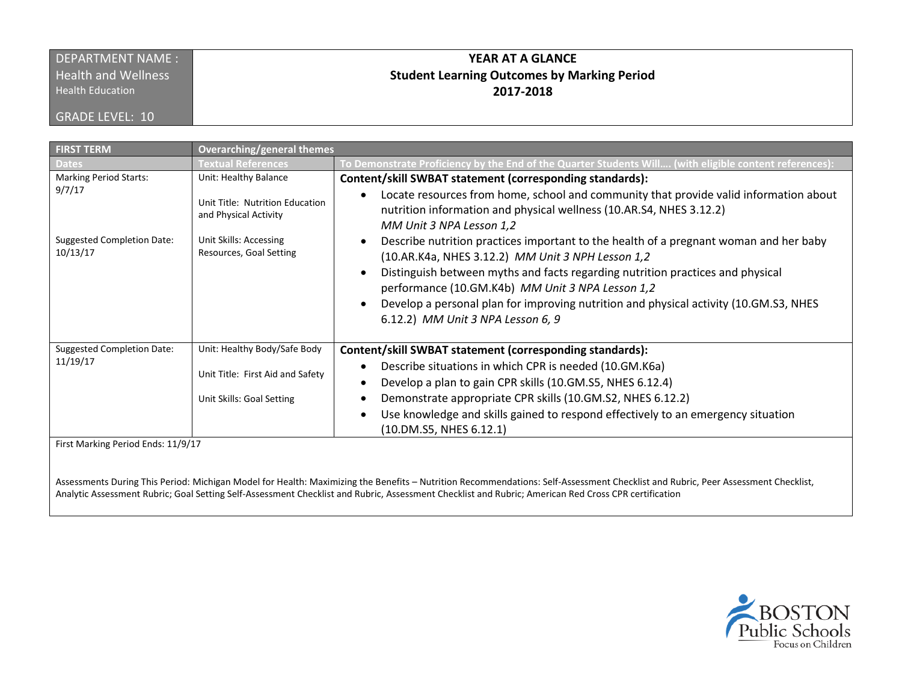| DEPARTMENT NAME : Health and Wellness Health Education GRADE LEVEL: 10 | **YEAR AT A GLANCE** **Student Learning Outcomes by Marking Period** **2017-2018** |
|---|---|

| **FIRST TERM** | **Overarching/general themes** | |
|---|---|---|
| **Dates** | **Textual References** | **To Demonstrate Proficiency by the End of the Quarter Students Will…. (with eligible content references):** |
| Marking Period Starts: 9/7/17<br><br>Suggested Completion Date: 10/13/17 | Unit: Healthy Balance<br><br>Unit Title: Nutrition Education and Physical Activity<br><br>Unit Skills: Accessing Resources, Goal Setting | **Content/skill SWBAT statement (corresponding standards):**<br>• Locate resources from home, school and community that provide valid information about nutrition information and physical wellness (10.AR.S4, NHES 3.12.2) *MM Unit 3 NPA Lesson 1,2*<br>• Describe nutrition practices important to the health of a pregnant woman and her baby (10.AR.K4a, NHES 3.12.2) *MM Unit 3 NPH Lesson 1,2*<br>• Distinguish between myths and facts regarding nutrition practices and physical performance (10.GM.K4b) *MM Unit 3 NPA Lesson 1,2*<br>• Develop a personal plan for improving nutrition and physical activity (10.GM.S3, NHES 6.12.2) *MM Unit 3 NPA Lesson 6, 9* |
| Suggested Completion Date: 11/19/17 | Unit: Healthy Body/Safe Body<br><br>Unit Title: First Aid and Safety<br><br>Unit Skills: Goal Setting | **Content/skill SWBAT statement (corresponding standards):**<br>• Describe situations in which CPR is needed (10.GM.K6a)<br>• Develop a plan to gain CPR skills (10.GM.S5, NHES 6.12.4)<br>• Demonstrate appropriate CPR skills (10.GM.S2, NHES 6.12.2)<br>• Use knowledge and skills gained to respond effectively to an emergency situation (10.DM.S5, NHES 6.12.1) |

First Marking Period Ends: 11/9/17

Assessments During This Period: Michigan Model for Health: Maximizing the Benefits – Nutrition Recommendations: Self-Assessment Checklist and Rubric, Peer Assessment Checklist, Analytic Assessment Rubric; Goal Setting Self-Assessment Checklist and Rubric, Assessment Checklist and Rubric; American Red Cross CPR certification

BOSTON Public Schools
Focus on Children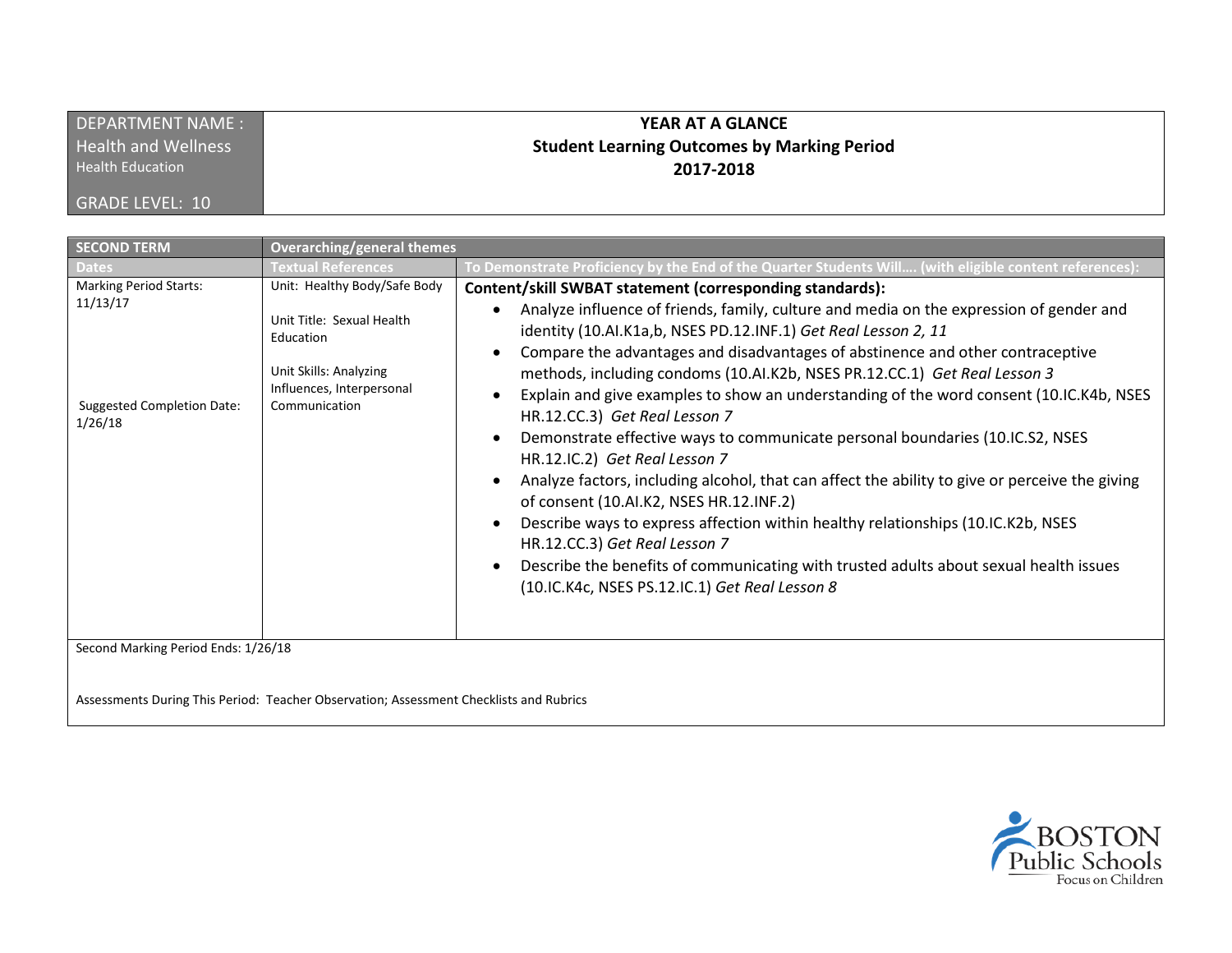| DEPARTMENT NAME : Health and Wellness<br>Health Education<br><br>GRADE LEVEL: 10 | **YEAR AT A GLANCE**<br>**Student Learning Outcomes by Marking Period**<br>**2017-2018** |
|---|---|

| SECOND TERM | Overarching/general themes | |
|---|---|---|
| **Dates** | **Textual References** | **To Demonstrate Proficiency by the End of the Quarter Students Will…. (with eligible content references):** |
| Marking Period Starts: 11/13/17<br><br>Suggested Completion Date: 1/26/18 | Unit: Healthy Body/Safe Body<br><br>Unit Title: Sexual Health Education<br><br>Unit Skills: Analyzing Influences, Interpersonal Communication | **Content/skill SWBAT statement (corresponding standards):**<br>• Analyze influence of friends, family, culture and media on the expression of gender and identity (10.AI.K1a,b, NSES PD.12.INF.1) *Get Real Lesson 2, 11*<br>• Compare the advantages and disadvantages of abstinence and other contraceptive methods, including condoms (10.AI.K2b, NSES PR.12.CC.1) *Get Real Lesson 3*<br>• Explain and give examples to show an understanding of the word consent (10.IC.K4b, NSES HR.12.CC.3) *Get Real Lesson 7*<br>• Demonstrate effective ways to communicate personal boundaries (10.IC.S2, NSES HR.12.IC.2) *Get Real Lesson 7*<br>• Analyze factors, including alcohol, that can affect the ability to give or perceive the giving of consent (10.AI.K2, NSES HR.12.INF.2)<br>• Describe ways to express affection within healthy relationships (10.IC.K2b, NSES HR.12.CC.3) *Get Real Lesson 7*<br>• Describe the benefits of communicating with trusted adults about sexual health issues (10.IC.K4c, NSES PS.12.IC.1) *Get Real Lesson 8* |
| Second Marking Period Ends: 1/26/18<br><br>Assessments During This Period: Teacher Observation; Assessment Checklists and Rubrics | | |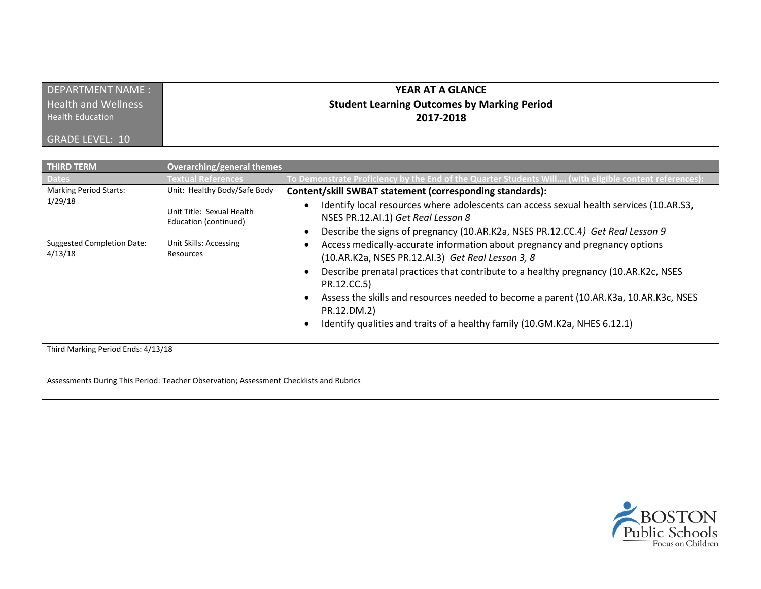| DEPARTMENT NAME : Health and Wellness<br>Health Education<br><br>GRADE LEVEL: 10 | **YEAR AT A GLANCE**<br>**Student Learning Outcomes by Marking Period**<br>**2017-2018** |
|---|---|

| **THIRD TERM** | **Overarching/general themes** | |
|---|---|---|
| **Dates** | **Textual References** | **To Demonstrate Proficiency by the End of the Quarter Students Will…. (with eligible content references):** |
| Marking Period Starts: 1/29/18<br><br>Suggested Completion Date: 4/13/18 | Unit: Healthy Body/Safe Body<br><br>Unit Title: Sexual Health Education (continued)<br><br>Unit Skills: Accessing Resources | **Content/skill SWBAT statement (corresponding standards):**<br>• Identify local resources where adolescents can access sexual health services (10.AR.S3, NSES PR.12.AI.1) *Get Real Lesson 8*<br>• Describe the signs of pregnancy (10.AR.K2a, NSES PR.12.CC.4*) Get Real Lesson 9*<br>• Access medically-accurate information about pregnancy and pregnancy options (10.AR.K2a, NSES PR.12.AI.3) *Get Real Lesson 3, 8*<br>• Describe prenatal practices that contribute to a healthy pregnancy (10.AR.K2c, NSES PR.12.CC.5)<br>• Assess the skills and resources needed to become a parent (10.AR.K3a, 10.AR.K3c, NSES PR.12.DM.2)<br>• Identify qualities and traits of a healthy family (10.GM.K2a, NHES 6.12.1) |
| Third Marking Period Ends: 4/13/18<br><br>Assessments During This Period: Teacher Observation; Assessment Checklists and Rubrics | | |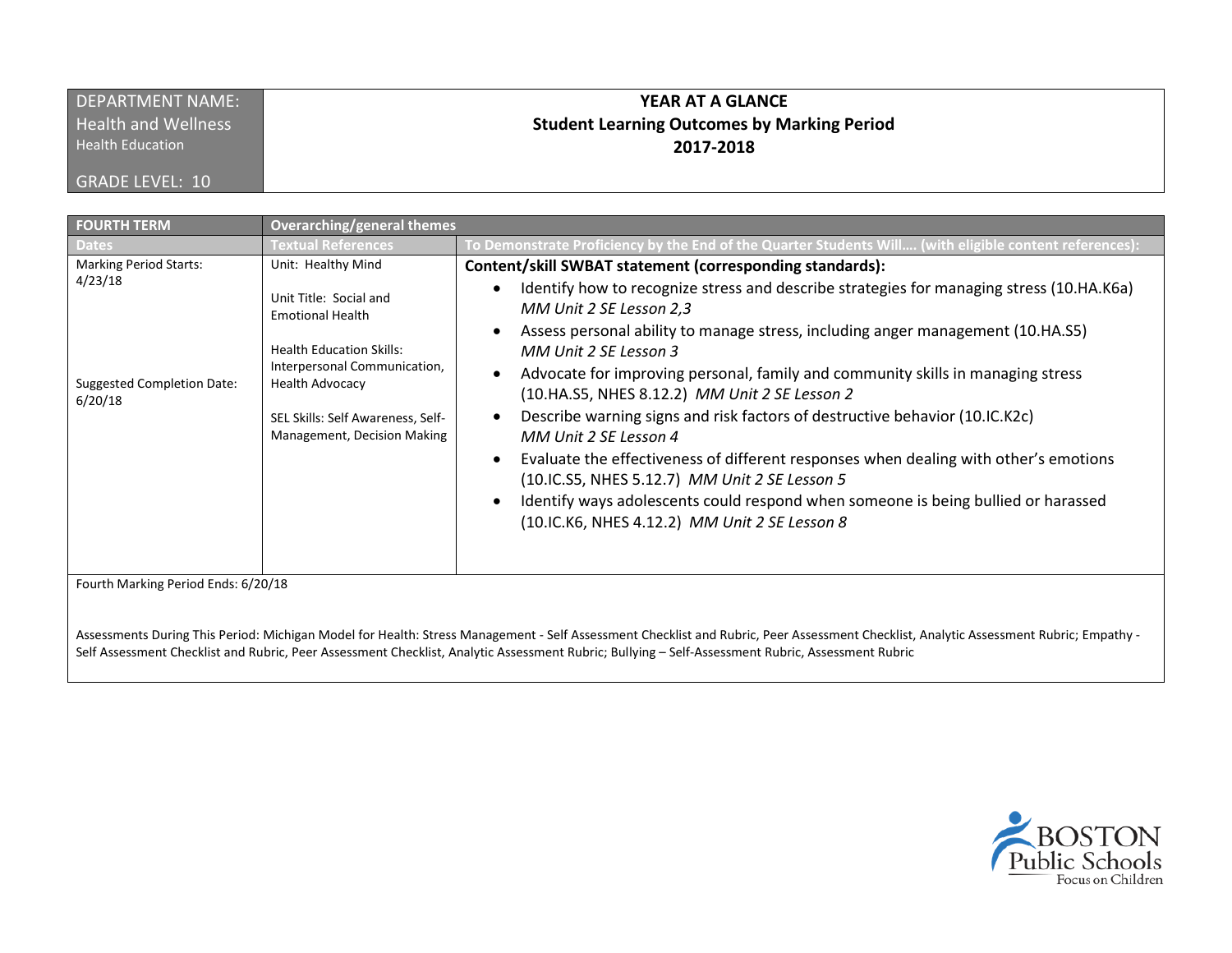| DEPARTMENT NAME: Health and Wellness<br>Health Education<br><br>GRADE LEVEL: 10 | **YEAR AT A GLANCE**<br>**Student Learning Outcomes by Marking Period**<br>**2017-2018** |
|---|---|

| **FOURTH TERM** | **Overarching/general themes** | |
|---|---|---|
| **Dates** | **Textual References** | **To Demonstrate Proficiency by the End of the Quarter Students Will…. (with eligible content references):** |
| Marking Period Starts: 4/23/18<br><br>Suggested Completion Date: 6/20/18 | Unit: Healthy Mind<br><br>Unit Title: Social and Emotional Health<br><br>Health Education Skills: Interpersonal Communication, Health Advocacy<br><br>SEL Skills: Self Awareness, Self-Management, Decision Making | **Content/skill SWBAT statement (corresponding standards):**<br>• Identify how to recognize stress and describe strategies for managing stress (10.HA.K6a) *MM Unit 2 SE Lesson 2,3*<br>• Assess personal ability to manage stress, including anger management (10.HA.S5) *MM Unit 2 SE Lesson 3*<br>• Advocate for improving personal, family and community skills in managing stress (10.HA.S5, NHES 8.12.2) *MM Unit 2 SE Lesson 2*<br>• Describe warning signs and risk factors of destructive behavior (10.IC.K2c) *MM Unit 2 SE Lesson 4*<br>• Evaluate the effectiveness of different responses when dealing with other's emotions (10.IC.S5, NHES 5.12.7) *MM Unit 2 SE Lesson 5*<br>• Identify ways adolescents could respond when someone is being bullied or harassed (10.IC.K6, NHES 4.12.2) *MM Unit 2 SE Lesson 8* |

Fourth Marking Period Ends: 6/20/18

Assessments During This Period: Michigan Model for Health: Stress Management - Self Assessment Checklist and Rubric, Peer Assessment Checklist, Analytic Assessment Rubric; Empathy - Self Assessment Checklist and Rubric, Peer Assessment Checklist, Analytic Assessment Rubric; Bullying – Self-Assessment Rubric, Assessment Rubric